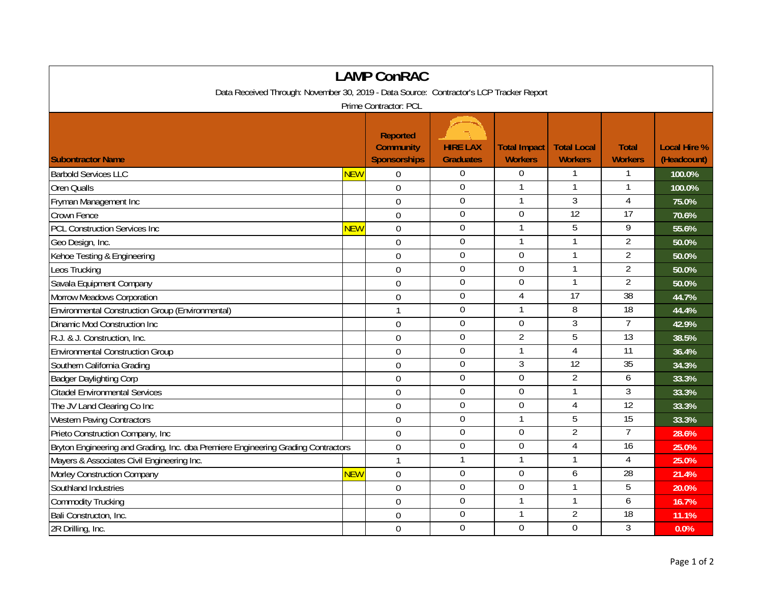# LAMP ConRAC

Data Received Through: November 30, 2019 - Data Source: Contractor's LCP Tracker Report

Prime Contractor: PCL

| Subontractor Name | | Reported Community Sponsorships | HIRE LAX Graduates | Total Impact Workers | Total Local Workers | Total Workers | Local Hire % (Headcount) |
|---|---|---|---|---|---|---|---|
| Barbold Services LLC | NEW | 0 | 0 | 0 | 1 | 1 | 100.0% |
| Oren Qualls | | 0 | 0 | 1 | 1 | 1 | 100.0% |
| Fryman Management Inc | | 0 | 0 | 1 | 3 | 4 | 75.0% |
| Crown Fence | | 0 | 0 | 0 | 12 | 17 | 70.6% |
| PCL Construction Services Inc | NEW | 0 | 0 | 1 | 5 | 9 | 55.6% |
| Geo Design, Inc. | | 0 | 0 | 1 | 1 | 2 | 50.0% |
| Kehoe Testing & Engineering | | 0 | 0 | 0 | 1 | 2 | 50.0% |
| Leos Trucking | | 0 | 0 | 0 | 1 | 2 | 50.0% |
| Savala Equipment Company | | 0 | 0 | 0 | 1 | 2 | 50.0% |
| Morrow Meadows Corporation | | 0 | 0 | 4 | 17 | 38 | 44.7% |
| Environmental Construction Group (Environmental) | | 1 | 0 | 1 | 8 | 18 | 44.4% |
| Dinamic Mod Construction Inc | | 0 | 0 | 0 | 3 | 7 | 42.9% |
| R.J. & J. Construction, Inc. | | 0 | 0 | 2 | 5 | 13 | 38.5% |
| Environmental Construction Group | | 0 | 0 | 1 | 4 | 11 | 36.4% |
| Southern California Grading | | 0 | 0 | 3 | 12 | 35 | 34.3% |
| Badger Daylighting Corp | | 0 | 0 | 0 | 2 | 6 | 33.3% |
| Citadel Environmental Services | | 0 | 0 | 0 | 1 | 3 | 33.3% |
| The JV Land Clearing Co Inc | | 0 | 0 | 0 | 4 | 12 | 33.3% |
| Western Paving Contractors | | 0 | 0 | 1 | 5 | 15 | 33.3% |
| Prieto Construction Company, Inc | | 0 | 0 | 0 | 2 | 7 | 28.6% |
| Bryton Engineering and Grading, Inc. dba Premiere Engineering Grading Contractors | | 0 | 0 | 0 | 4 | 16 | 25.0% |
| Mayers & Associates Civil Engineering Inc. | | 1 | 1 | 1 | 1 | 4 | 25.0% |
| Morley Construction Company | NEW | 0 | 0 | 0 | 6 | 28 | 21.4% |
| Southland Industries | | 0 | 0 | 0 | 1 | 5 | 20.0% |
| Commodity Trucking | | 0 | 0 | 1 | 1 | 6 | 16.7% |
| Bali Constructon, Inc. | | 0 | 0 | 1 | 2 | 18 | 11.1% |
| 2R Drilling, Inc. | | 0 | 0 | 0 | 0 | 3 | 0.0% |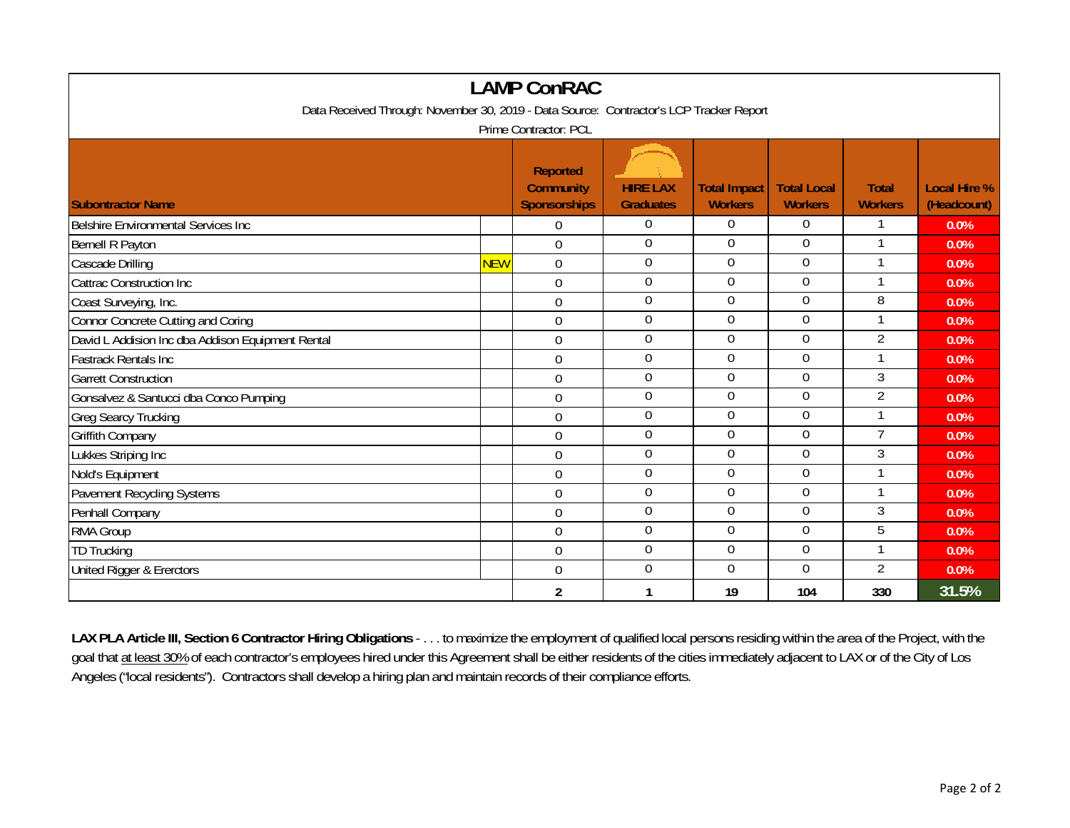# LAMP ConRAC

Data Received Through: November 30, 2019 - Data Source: Contractor's LCP Tracker Report

Prime Contractor: PCL

| Subcontractor Name | | Reported Community Sponsorships | HIRE LAX Graduates | Total Impact Workers | Total Local Workers | Total Workers | Local Hire % (Headcount) |
|---|---|---|---|---|---|---|---|
| Belshire Environmental Services Inc | | 0 | 0 | 0 | 0 | 1 | 0.0% |
| Bernell R Payton | | 0 | 0 | 0 | 0 | 1 | 0.0% |
| Cascade Drilling | NEW | 0 | 0 | 0 | 0 | 1 | 0.0% |
| Cattrac Construction Inc | | 0 | 0 | 0 | 0 | 1 | 0.0% |
| Coast Surveying, Inc. | | 0 | 0 | 0 | 0 | 8 | 0.0% |
| Connor Concrete Cutting and Coring | | 0 | 0 | 0 | 0 | 1 | 0.0% |
| David L Addision Inc dba Addison Equipment Rental | | 0 | 0 | 0 | 0 | 2 | 0.0% |
| Fastrack Rentals Inc | | 0 | 0 | 0 | 0 | 1 | 0.0% |
| Garrett Construction | | 0 | 0 | 0 | 0 | 3 | 0.0% |
| Gonsalvez & Santucci dba Conco Pumping | | 0 | 0 | 0 | 0 | 2 | 0.0% |
| Greg Searcy Trucking | | 0 | 0 | 0 | 0 | 1 | 0.0% |
| Griffith Company | | 0 | 0 | 0 | 0 | 7 | 0.0% |
| Lukkes Striping Inc | | 0 | 0 | 0 | 0 | 3 | 0.0% |
| Nold's Equipment | | 0 | 0 | 0 | 0 | 1 | 0.0% |
| Pavement Recycling Systems | | 0 | 0 | 0 | 0 | 1 | 0.0% |
| Penhall Company | | 0 | 0 | 0 | 0 | 3 | 0.0% |
| RMA Group | | 0 | 0 | 0 | 0 | 5 | 0.0% |
| TD Trucking | | 0 | 0 | 0 | 0 | 1 | 0.0% |
| United Rigger & Ererctors | | 0 | 0 | 0 | 0 | 2 | 0.0% |
| | | **2** | **1** | **19** | **104** | **330** | **31.5%** |

**LAX PLA Article III, Section 6 Contractor Hiring Obligations** - . . . to maximize the employment of qualified local persons residing within the area of the Project, with the goal that at least 30% of each contractor's employees hired under this Agreement shall be either residents of the cities immediately adjacent to LAX or of the City of Los Angeles ("local residents"). Contractors shall develop a hiring plan and maintain records of their compliance efforts.